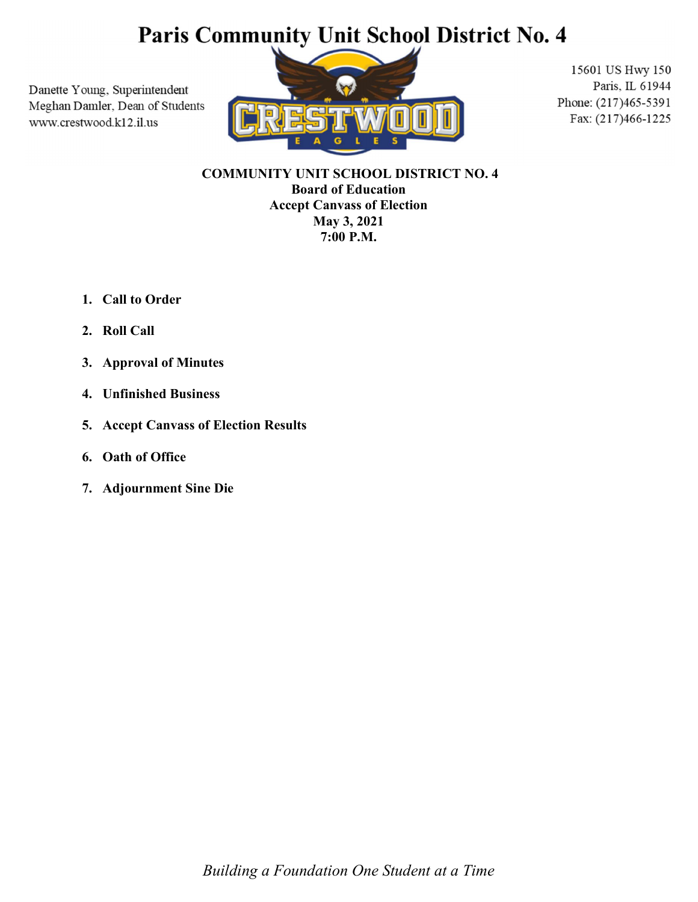# Paris Community Unit School District No. 4

Danette Young, Superintendent
Meghan Damler, Dean of Students
www.crestwood.k12.il.us

15601 US Hwy 150
Paris, IL 61944
Phone: (217)465-5391
Fax: (217)466-1225

**COMMUNITY UNIT SCHOOL DISTRICT NO. 4**
**Board of Education**
**Accept Canvass of Election**
**May 3, 2021**
**7:00 P.M.**

1. **Call to Order**
2. **Roll Call**
3. **Approval of Minutes**
4. **Unfinished Business**
5. **Accept Canvass of Election Results**
6. **Oath of Office**
7. **Adjournment Sine Die**

*Building a Foundation One Student at a Time*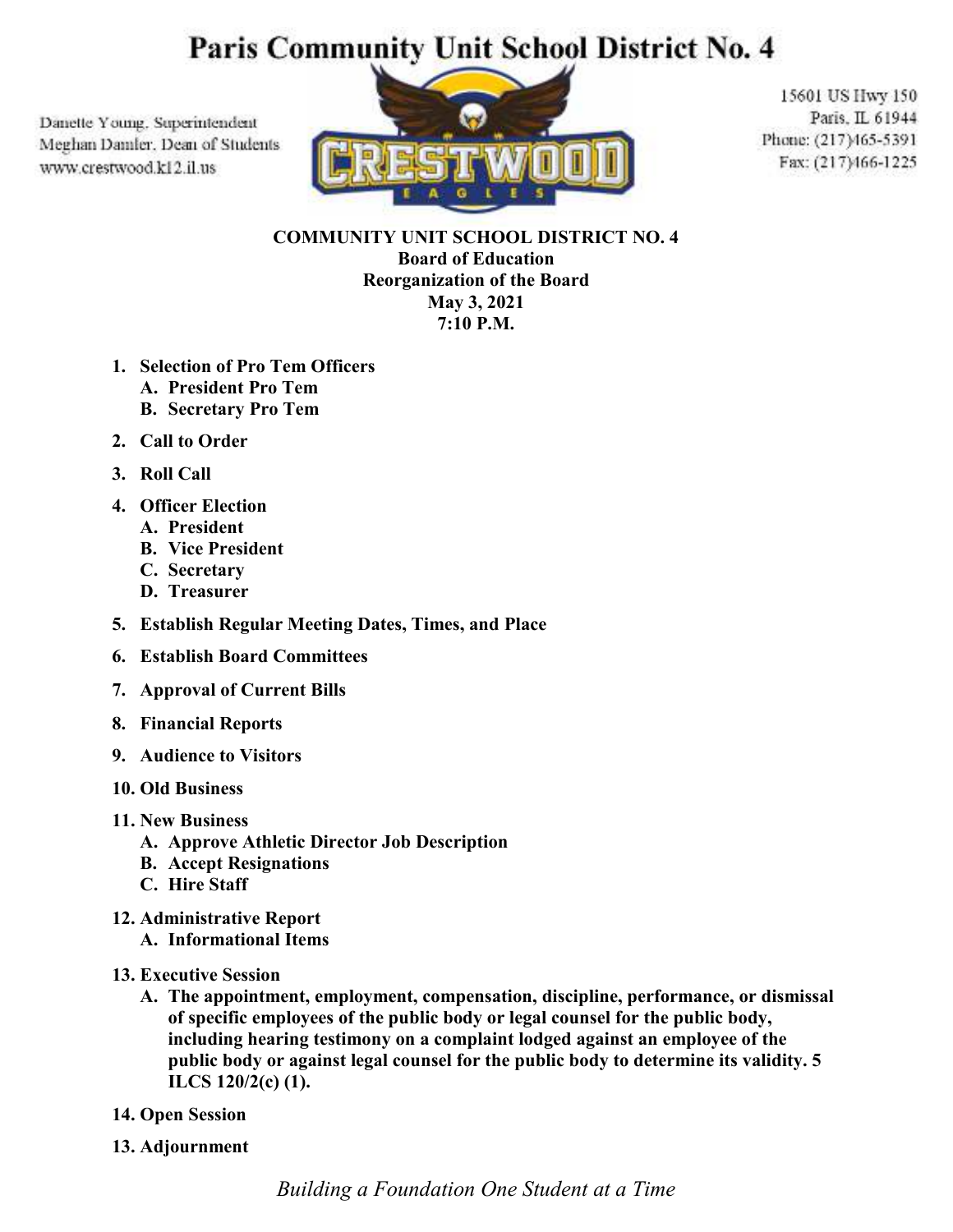# Paris Community Unit School District No. 4

Danette Young, Superintendent
Meghan Damler, Dean of Students
www.crestwood.k12.il.us

15601 US Hwy 150
Paris, IL 61944
Phone: (217)465-5391
Fax: (217)466-1225

**COMMUNITY UNIT SCHOOL DISTRICT NO. 4**
**Board of Education**
**Reorganization of the Board**
**May 3, 2021**
**7:10 P.M.**

1. **Selection of Pro Tem Officers**
   - A. **President Pro Tem**
   - B. **Secretary Pro Tem**
2. **Call to Order**
3. **Roll Call**
4. **Officer Election**
   - A. **President**
   - B. **Vice President**
   - C. **Secretary**
   - D. **Treasurer**
5. **Establish Regular Meeting Dates, Times, and Place**
6. **Establish Board Committees**
7. **Approval of Current Bills**
8. **Financial Reports**
9. **Audience to Visitors**
10. **Old Business**
11. **New Business**
    - A. **Approve Athletic Director Job Description**
    - B. **Accept Resignations**
    - C. **Hire Staff**
12. **Administrative Report**
    - A. **Informational Items**
13. **Executive Session**
    - A. **The appointment, employment, compensation, discipline, performance, or dismissal of specific employees of the public body or legal counsel for the public body, including hearing testimony on a complaint lodged against an employee of the public body or against legal counsel for the public body to determine its validity. 5 ILCS 120/2(c) (1).**

14. **Open Session**

13. **Adjournment**

*Building a Foundation One Student at a Time*